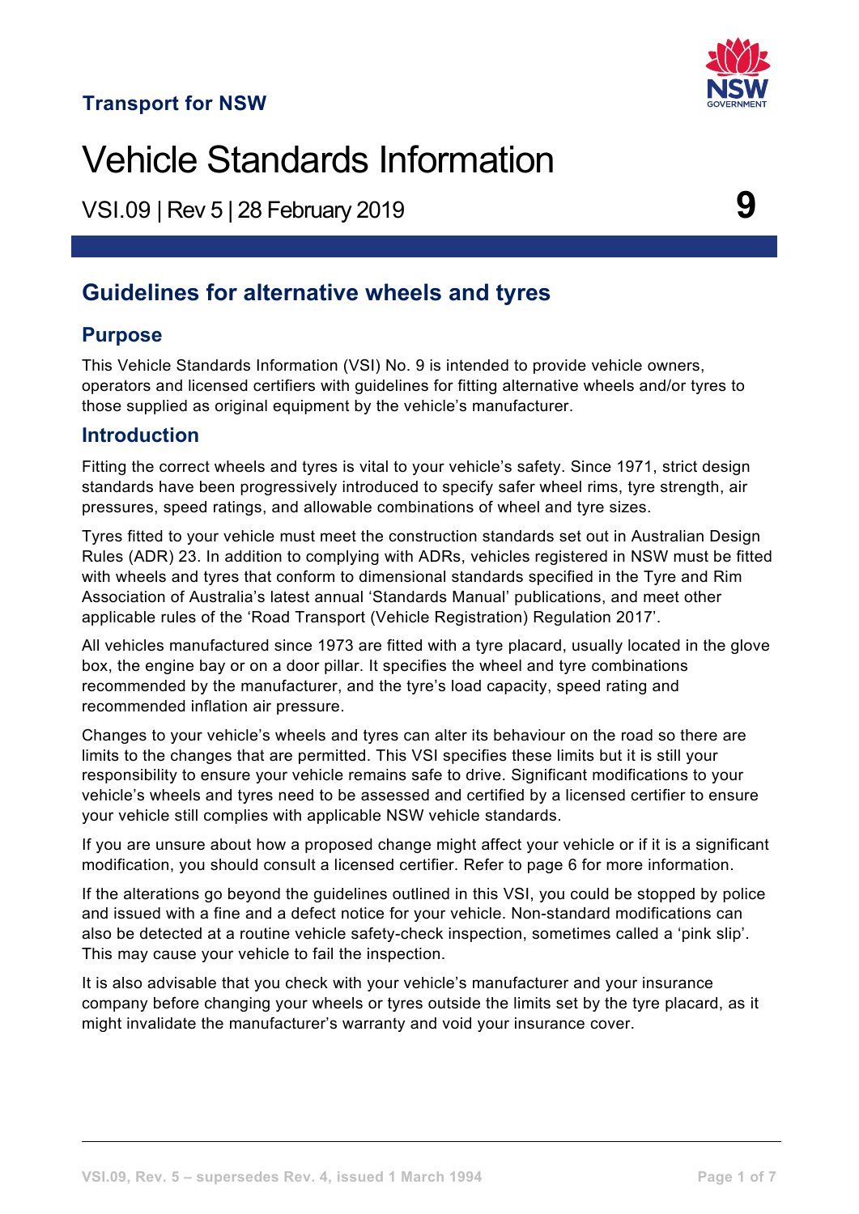Transport for NSW

# Vehicle Standards Information

VSI.09 | Rev 5 | 28 February 2019 **9**

## Guidelines for alternative wheels and tyres

### Purpose

This Vehicle Standards Information (VSI) No. 9 is intended to provide vehicle owners, operators and licensed certifiers with guidelines for fitting alternative wheels and/or tyres to those supplied as original equipment by the vehicle's manufacturer.

### Introduction

Fitting the correct wheels and tyres is vital to your vehicle's safety. Since 1971, strict design standards have been progressively introduced to specify safer wheel rims, tyre strength, air pressures, speed ratings, and allowable combinations of wheel and tyre sizes.

Tyres fitted to your vehicle must meet the construction standards set out in Australian Design Rules (ADR) 23. In addition to complying with ADRs, vehicles registered in NSW must be fitted with wheels and tyres that conform to dimensional standards specified in the Tyre and Rim Association of Australia's latest annual 'Standards Manual' publications, and meet other applicable rules of the 'Road Transport (Vehicle Registration) Regulation 2017'.

All vehicles manufactured since 1973 are fitted with a tyre placard, usually located in the glove box, the engine bay or on a door pillar. It specifies the wheel and tyre combinations recommended by the manufacturer, and the tyre's load capacity, speed rating and recommended inflation air pressure.

Changes to your vehicle's wheels and tyres can alter its behaviour on the road so there are limits to the changes that are permitted. This VSI specifies these limits but it is still your responsibility to ensure your vehicle remains safe to drive. Significant modifications to your vehicle's wheels and tyres need to be assessed and certified by a licensed certifier to ensure your vehicle still complies with applicable NSW vehicle standards.

If you are unsure about how a proposed change might affect your vehicle or if it is a significant modification, you should consult a licensed certifier. Refer to page 6 for more information.

If the alterations go beyond the guidelines outlined in this VSI, you could be stopped by police and issued with a fine and a defect notice for your vehicle. Non-standard modifications can also be detected at a routine vehicle safety-check inspection, sometimes called a 'pink slip'. This may cause your vehicle to fail the inspection.

It is also advisable that you check with your vehicle's manufacturer and your insurance company before changing your wheels or tyres outside the limits set by the tyre placard, as it might invalidate the manufacturer's warranty and void your insurance cover.

VSI.09, Rev. 5 – supersedes Rev. 4, issued 1 March 1994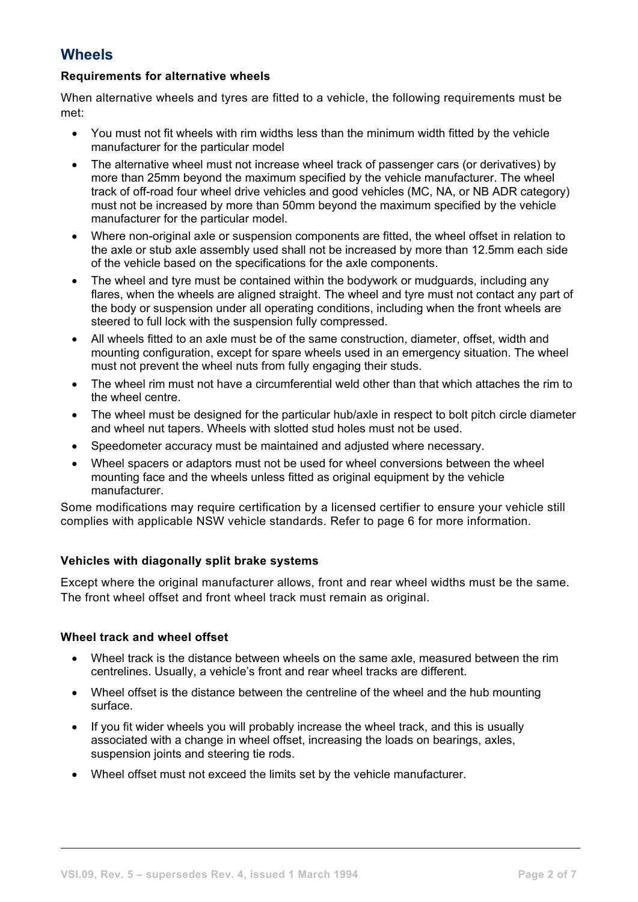## Wheels

### Requirements for alternative wheels

When alternative wheels and tyres are fitted to a vehicle, the following requirements must be met:

- You must not fit wheels with rim widths less than the minimum width fitted by the vehicle manufacturer for the particular model
- The alternative wheel must not increase wheel track of passenger cars (or derivatives) by more than 25mm beyond the maximum specified by the vehicle manufacturer. The wheel track of off-road four wheel drive vehicles and good vehicles (MC, NA, or NB ADR category) must not be increased by more than 50mm beyond the maximum specified by the vehicle manufacturer for the particular model.
- Where non-original axle or suspension components are fitted, the wheel offset in relation to the axle or stub axle assembly used shall not be increased by more than 12.5mm each side of the vehicle based on the specifications for the axle components.
- The wheel and tyre must be contained within the bodywork or mudguards, including any flares, when the wheels are aligned straight. The wheel and tyre must not contact any part of the body or suspension under all operating conditions, including when the front wheels are steered to full lock with the suspension fully compressed.
- All wheels fitted to an axle must be of the same construction, diameter, offset, width and mounting configuration, except for spare wheels used in an emergency situation. The wheel must not prevent the wheel nuts from fully engaging their studs.
- The wheel rim must not have a circumferential weld other than that which attaches the rim to the wheel centre.
- The wheel must be designed for the particular hub/axle in respect to bolt pitch circle diameter and wheel nut tapers. Wheels with slotted stud holes must not be used.
- Speedometer accuracy must be maintained and adjusted where necessary.
- Wheel spacers or adaptors must not be used for wheel conversions between the wheel mounting face and the wheels unless fitted as original equipment by the vehicle manufacturer.

Some modifications may require certification by a licensed certifier to ensure your vehicle still complies with applicable NSW vehicle standards. Refer to page 6 for more information.

### Vehicles with diagonally split brake systems

Except where the original manufacturer allows, front and rear wheel widths must be the same. The front wheel offset and front wheel track must remain as original.

### Wheel track and wheel offset

- Wheel track is the distance between wheels on the same axle, measured between the rim centrelines. Usually, a vehicle's front and rear wheel tracks are different.
- Wheel offset is the distance between the centreline of the wheel and the hub mounting surface.
- If you fit wider wheels you will probably increase the wheel track, and this is usually associated with a change in wheel offset, increasing the loads on bearings, axles, suspension joints and steering tie rods.
- Wheel offset must not exceed the limits set by the vehicle manufacturer.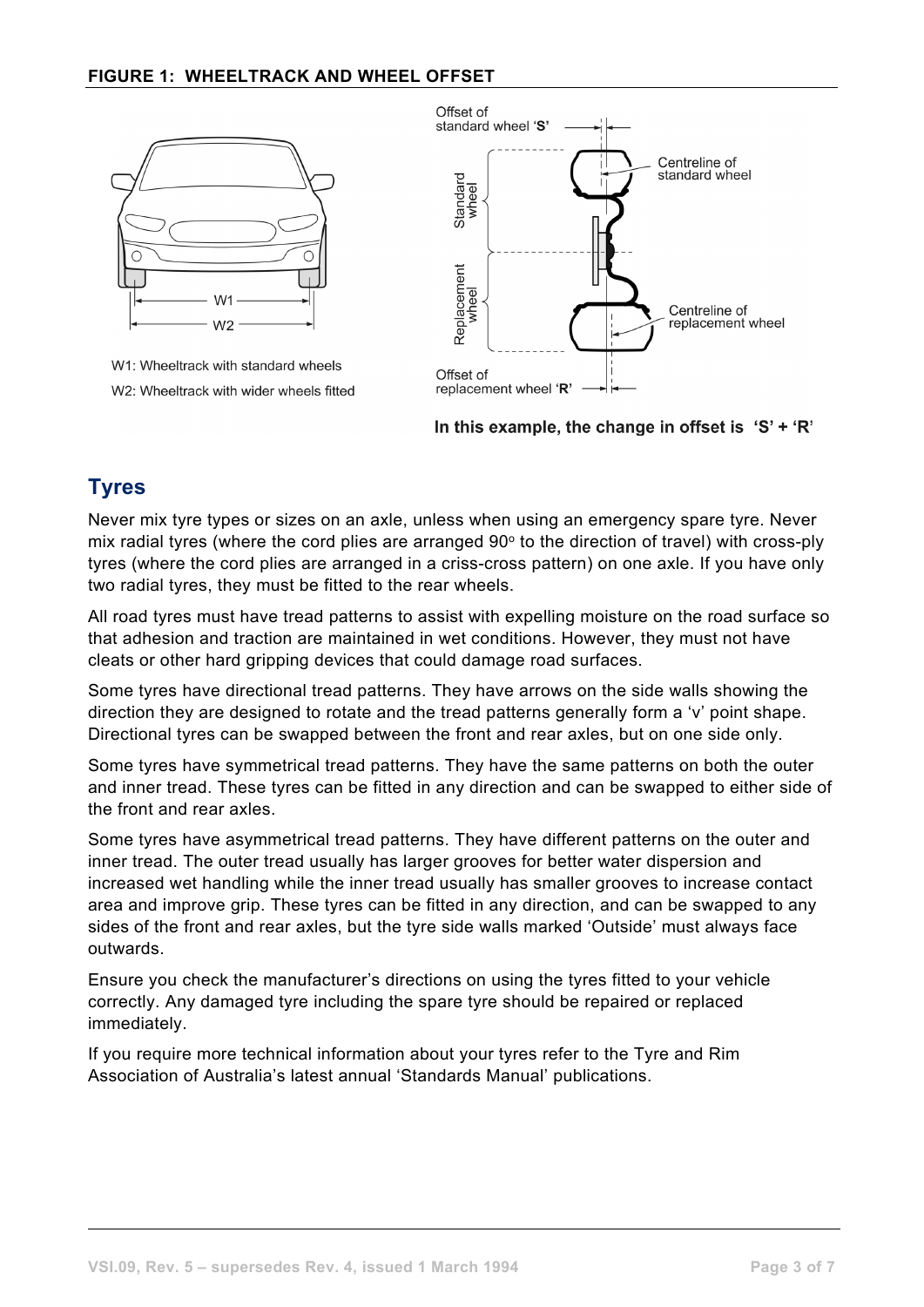**FIGURE 1: WHEELTRACK AND WHEEL OFFSET**

W1: Wheeltrack with standard wheels

W2: Wheeltrack with wider wheels fitted

In this example, the change in offset is 'S' + 'R'

## Tyres

Never mix tyre types or sizes on an axle, unless when using an emergency spare tyre. Never mix radial tyres (where the cord plies are arranged 90° to the direction of travel) with cross-ply tyres (where the cord plies are arranged in a criss-cross pattern) on one axle. If you have only two radial tyres, they must be fitted to the rear wheels.

All road tyres must have tread patterns to assist with expelling moisture on the road surface so that adhesion and traction are maintained in wet conditions. However, they must not have cleats or other hard gripping devices that could damage road surfaces.

Some tyres have directional tread patterns. They have arrows on the side walls showing the direction they are designed to rotate and the tread patterns generally form a 'v' point shape. Directional tyres can be swapped between the front and rear axles, but on one side only.

Some tyres have symmetrical tread patterns. They have the same patterns on both the outer and inner tread. These tyres can be fitted in any direction and can be swapped to either side of the front and rear axles.

Some tyres have asymmetrical tread patterns. They have different patterns on the outer and inner tread. The outer tread usually has larger grooves for better water dispersion and increased wet handling while the inner tread usually has smaller grooves to increase contact area and improve grip. These tyres can be fitted in any direction, and can be swapped to any sides of the front and rear axles, but the tyre side walls marked 'Outside' must always face outwards.

Ensure you check the manufacturer's directions on using the tyres fitted to your vehicle correctly. Any damaged tyre including the spare tyre should be repaired or replaced immediately.

If you require more technical information about your tyres refer to the Tyre and Rim Association of Australia's latest annual 'Standards Manual' publications.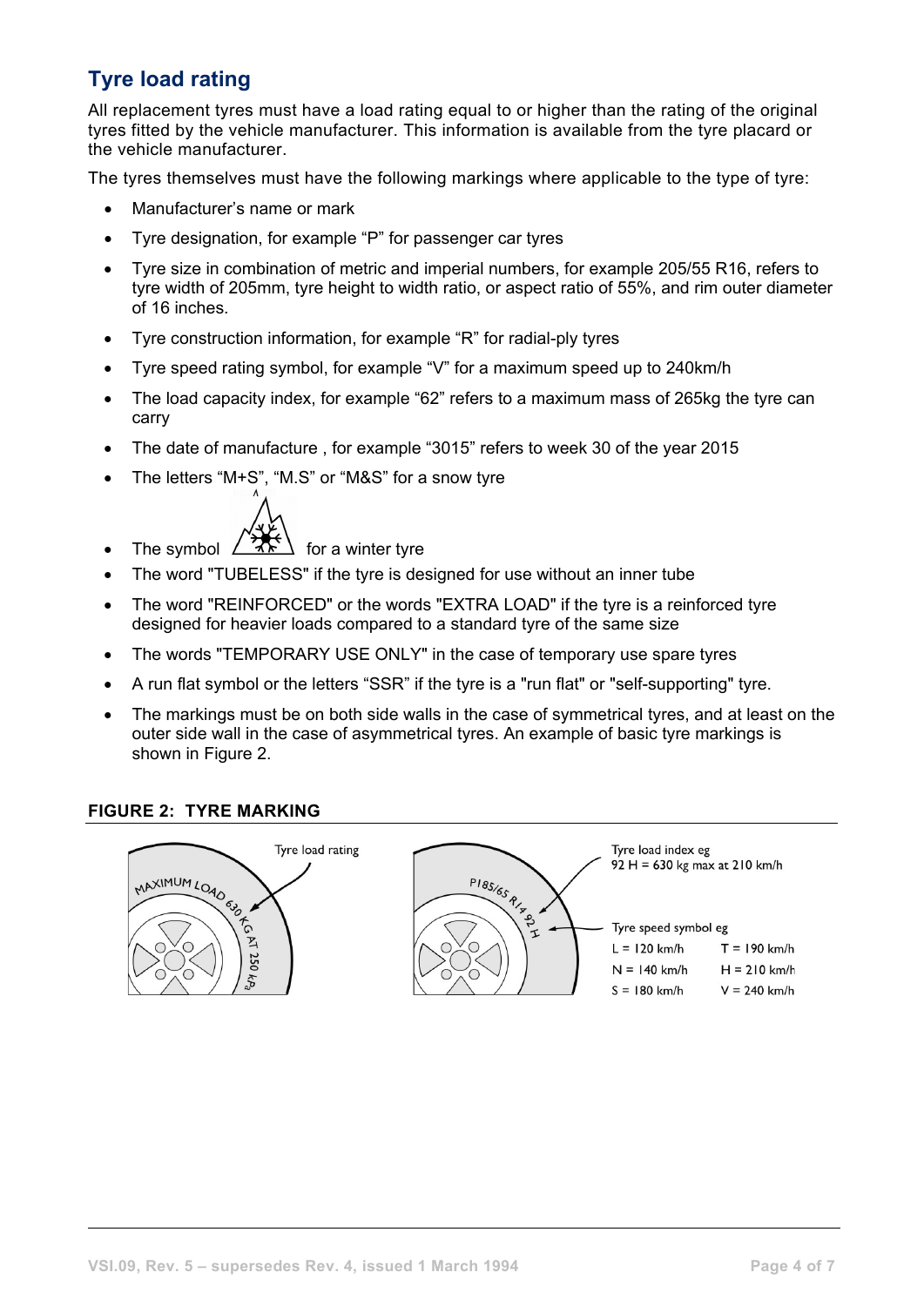## Tyre load rating

All replacement tyres must have a load rating equal to or higher than the rating of the original tyres fitted by the vehicle manufacturer. This information is available from the tyre placard or the vehicle manufacturer.

The tyres themselves must have the following markings where applicable to the type of tyre:

- Manufacturer's name or mark
- Tyre designation, for example "P" for passenger car tyres
- Tyre size in combination of metric and imperial numbers, for example 205/55 R16, refers to tyre width of 205mm, tyre height to width ratio, or aspect ratio of 55%, and rim outer diameter of 16 inches.
- Tyre construction information, for example "R" for radial-ply tyres
- Tyre speed rating symbol, for example "V" for a maximum speed up to 240km/h
- The load capacity index, for example "62" refers to a maximum mass of 265kg the tyre can carry
- The date of manufacture , for example "3015" refers to week 30 of the year 2015
- The letters "M+S", "M.S" or "M&S" for a snow tyre
- The symbol for a winter tyre
- The word "TUBELESS" if the tyre is designed for use without an inner tube
- The word "REINFORCED" or the words "EXTRA LOAD" if the tyre is a reinforced tyre designed for heavier loads compared to a standard tyre of the same size
- The words "TEMPORARY USE ONLY" in the case of temporary use spare tyres
- A run flat symbol or the letters "SSR" if the tyre is a "run flat" or "self-supporting" tyre.
- The markings must be on both side walls in the case of symmetrical tyres, and at least on the outer side wall in the case of asymmetrical tyres. An example of basic tyre markings is shown in Figure 2.

**FIGURE 2: TYRE MARKING**

Tyre load rating

MAXIMUM LOAD 630 KG AT 250 kPa

P185/65 R14 92 H

Tyre load index eg
92 H = 630 kg max at 210 km/h

Tyre speed symbol eg

| | |
|---|---|
| L = 120 km/h | T = 190 km/h |
| N = 140 km/h | H = 210 km/h |
| S = 180 km/h | V = 240 km/h |

VSI.09, Rev. 5 – supersedes Rev. 4, issued 1 March 1994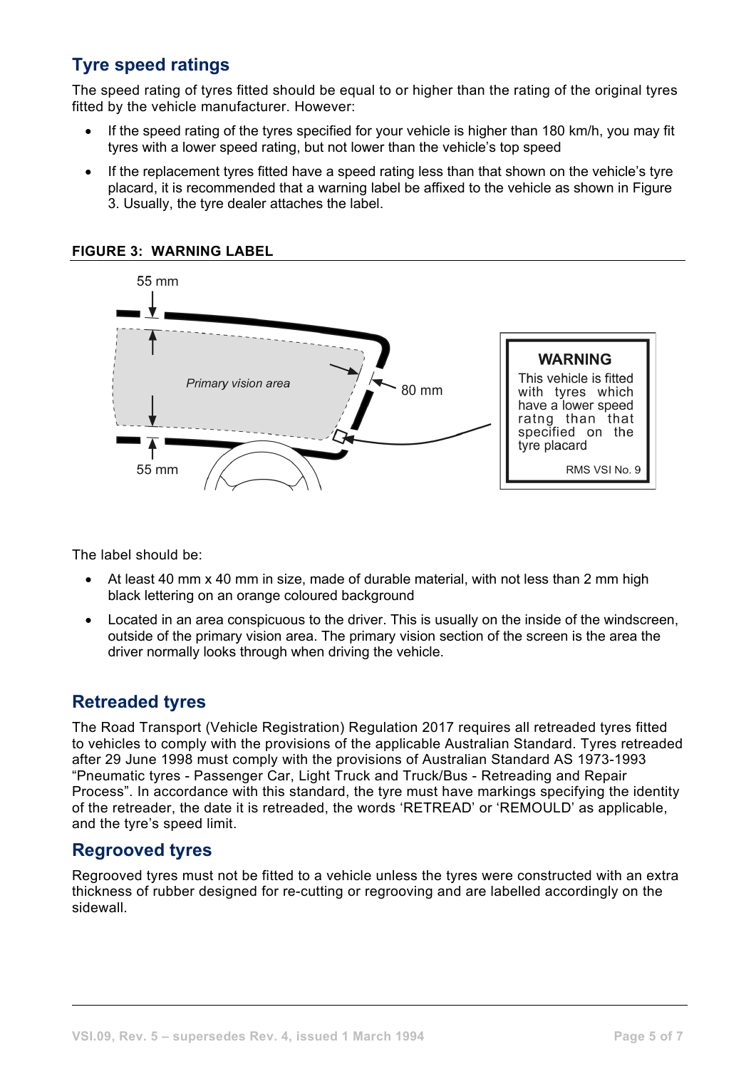## Tyre speed ratings

The speed rating of tyres fitted should be equal to or higher than the rating of the original tyres fitted by the vehicle manufacturer. However:

- If the speed rating of the tyres specified for your vehicle is higher than 180 km/h, you may fit tyres with a lower speed rating, but not lower than the vehicle's top speed
- If the replacement tyres fitted have a speed rating less than that shown on the vehicle's tyre placard, it is recommended that a warning label be affixed to the vehicle as shown in Figure 3. Usually, the tyre dealer attaches the label.

**FIGURE 3: WARNING LABEL**

55 mm

*Primary vision area*

80 mm

55 mm

**WARNING**
This vehicle is fitted with tyres which have a lower speed ratng than that specified on the tyre placard

RMS VSI No. 9

The label should be:

- At least 40 mm x 40 mm in size, made of durable material, with not less than 2 mm high black lettering on an orange coloured background
- Located in an area conspicuous to the driver. This is usually on the inside of the windscreen, outside of the primary vision area. The primary vision section of the screen is the area the driver normally looks through when driving the vehicle.

## Retreaded tyres

The Road Transport (Vehicle Registration) Regulation 2017 requires all retreaded tyres fitted to vehicles to comply with the provisions of the applicable Australian Standard. Tyres retreaded after 29 June 1998 must comply with the provisions of Australian Standard AS 1973-1993 "Pneumatic tyres - Passenger Car, Light Truck and Truck/Bus - Retreading and Repair Process". In accordance with this standard, the tyre must have markings specifying the identity of the retreader, the date it is retreaded, the words 'RETREAD' or 'REMOULD' as applicable, and the tyre's speed limit.

## Regrooved tyres

Regrooved tyres must not be fitted to a vehicle unless the tyres were constructed with an extra thickness of rubber designed for re-cutting or regrooving and are labelled accordingly on the sidewall.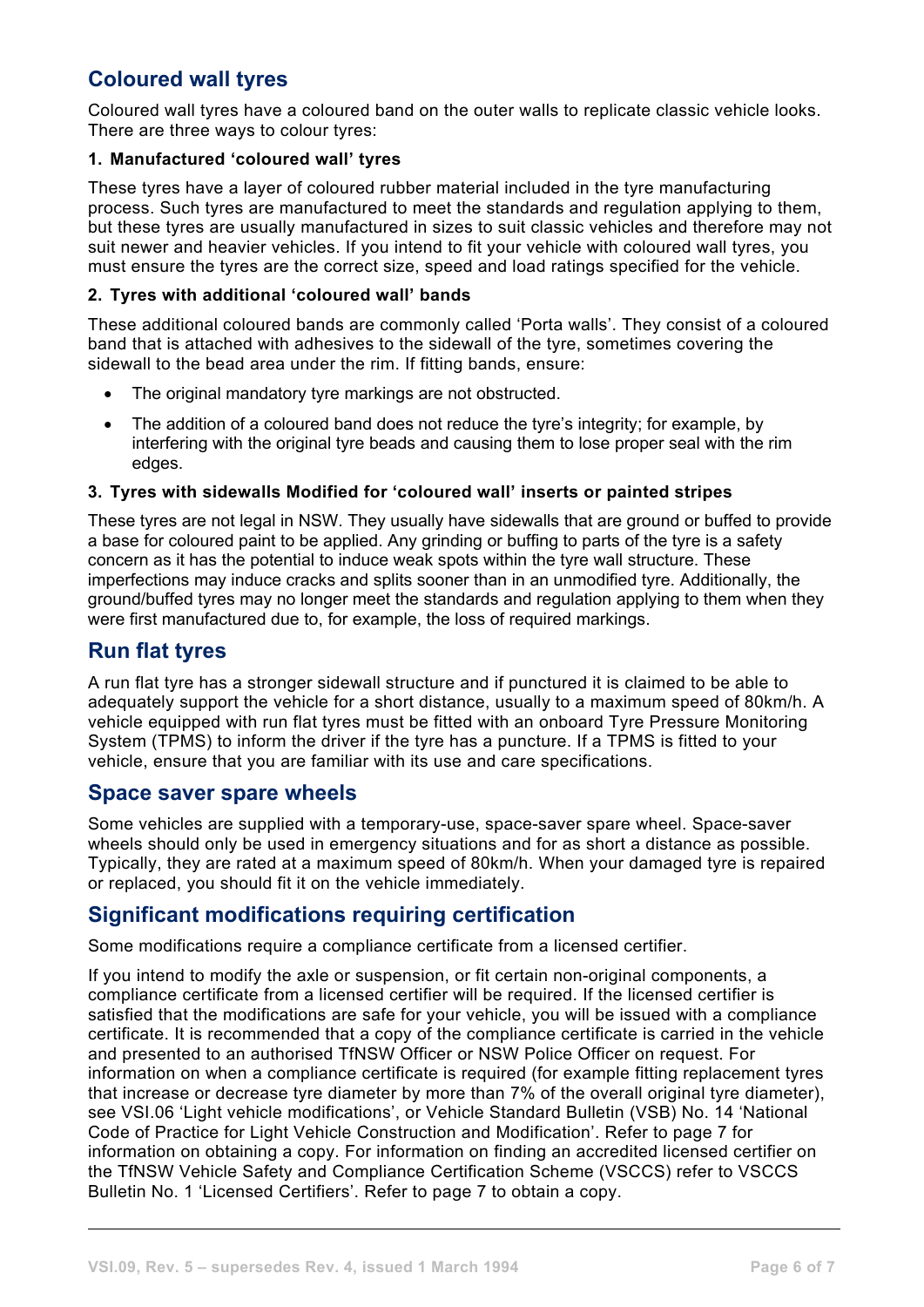## Coloured wall tyres

Coloured wall tyres have a coloured band on the outer walls to replicate classic vehicle looks. There are three ways to colour tyres:

### 1. Manufactured 'coloured wall' tyres

These tyres have a layer of coloured rubber material included in the tyre manufacturing process. Such tyres are manufactured to meet the standards and regulation applying to them, but these tyres are usually manufactured in sizes to suit classic vehicles and therefore may not suit newer and heavier vehicles. If you intend to fit your vehicle with coloured wall tyres, you must ensure the tyres are the correct size, speed and load ratings specified for the vehicle.

### 2. Tyres with additional 'coloured wall' bands

These additional coloured bands are commonly called 'Porta walls'. They consist of a coloured band that is attached with adhesives to the sidewall of the tyre, sometimes covering the sidewall to the bead area under the rim. If fitting bands, ensure:

- The original mandatory tyre markings are not obstructed.
- The addition of a coloured band does not reduce the tyre's integrity; for example, by interfering with the original tyre beads and causing them to lose proper seal with the rim edges.

### 3. Tyres with sidewalls Modified for 'coloured wall' inserts or painted stripes

These tyres are not legal in NSW. They usually have sidewalls that are ground or buffed to provide a base for coloured paint to be applied. Any grinding or buffing to parts of the tyre is a safety concern as it has the potential to induce weak spots within the tyre wall structure. These imperfections may induce cracks and splits sooner than in an unmodified tyre. Additionally, the ground/buffed tyres may no longer meet the standards and regulation applying to them when they were first manufactured due to, for example, the loss of required markings.

## Run flat tyres

A run flat tyre has a stronger sidewall structure and if punctured it is claimed to be able to adequately support the vehicle for a short distance, usually to a maximum speed of 80km/h. A vehicle equipped with run flat tyres must be fitted with an onboard Tyre Pressure Monitoring System (TPMS) to inform the driver if the tyre has a puncture. If a TPMS is fitted to your vehicle, ensure that you are familiar with its use and care specifications.

## Space saver spare wheels

Some vehicles are supplied with a temporary-use, space-saver spare wheel. Space-saver wheels should only be used in emergency situations and for as short a distance as possible. Typically, they are rated at a maximum speed of 80km/h. When your damaged tyre is repaired or replaced, you should fit it on the vehicle immediately.

## Significant modifications requiring certification

Some modifications require a compliance certificate from a licensed certifier.

If you intend to modify the axle or suspension, or fit certain non-original components, a compliance certificate from a licensed certifier will be required. If the licensed certifier is satisfied that the modifications are safe for your vehicle, you will be issued with a compliance certificate. It is recommended that a copy of the compliance certificate is carried in the vehicle and presented to an authorised TfNSW Officer or NSW Police Officer on request. For information on when a compliance certificate is required (for example fitting replacement tyres that increase or decrease tyre diameter by more than 7% of the overall original tyre diameter), see VSI.06 'Light vehicle modifications', or Vehicle Standard Bulletin (VSB) No. 14 'National Code of Practice for Light Vehicle Construction and Modification'. Refer to page 7 for information on obtaining a copy. For information on finding an accredited licensed certifier on the TfNSW Vehicle Safety and Compliance Certification Scheme (VSCCS) refer to VSCCS Bulletin No. 1 'Licensed Certifiers'. Refer to page 7 to obtain a copy.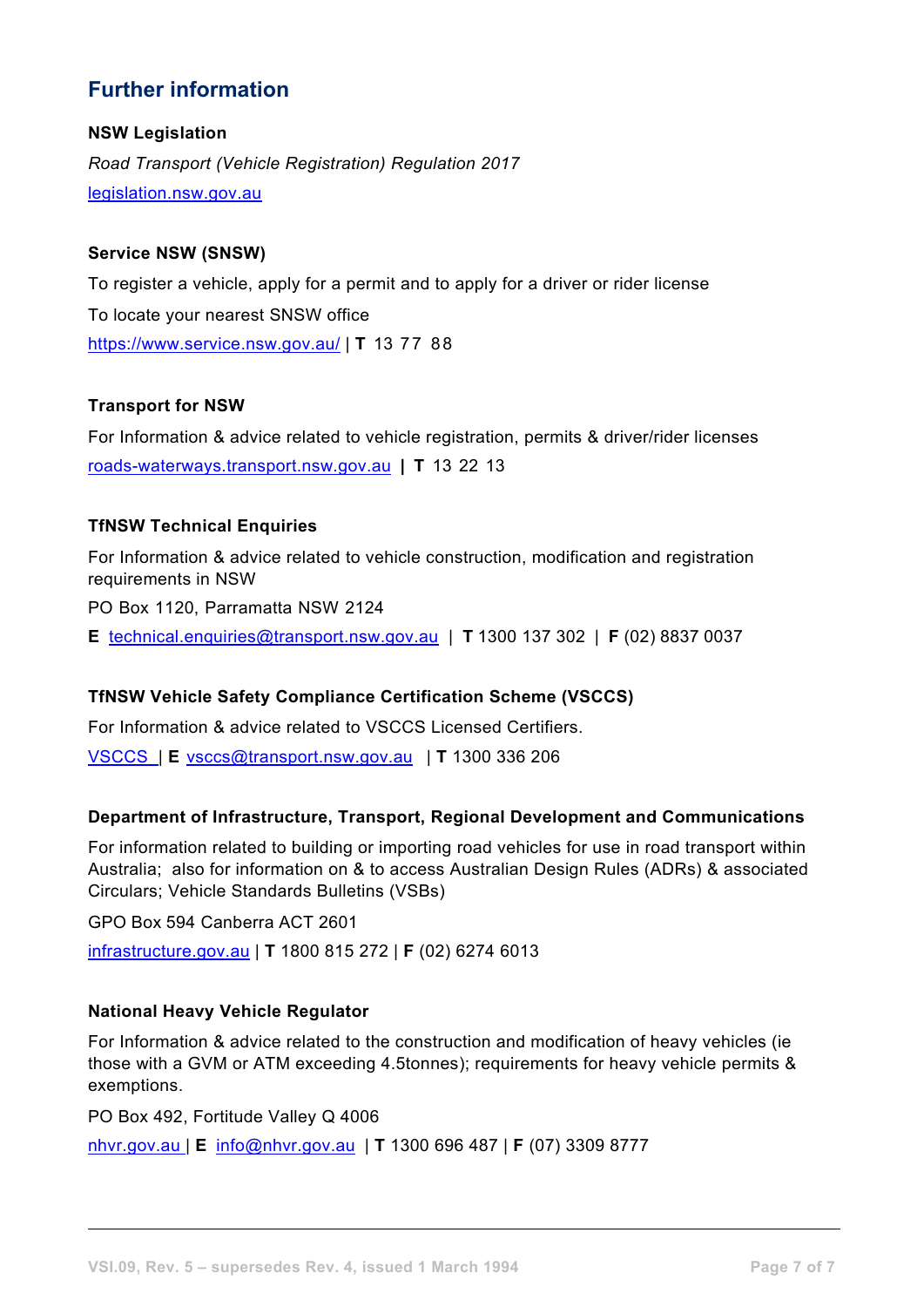## Further information

### NSW Legislation

*Road Transport (Vehicle Registration) Regulation 2017*

legislation.nsw.gov.au

### Service NSW (SNSW)

To register a vehicle, apply for a permit and to apply for a driver or rider license

To locate your nearest SNSW office

https://www.service.nsw.gov.au/ | **T** 13 77 88

### Transport for NSW

For Information & advice related to vehicle registration, permits & driver/rider licenses

roads-waterways.transport.nsw.gov.au | **T** 13 22 13

### TfNSW Technical Enquiries

For Information & advice related to vehicle construction, modification and registration requirements in NSW

PO Box 1120, Parramatta NSW 2124

**E** technical.enquiries@transport.nsw.gov.au | **T** 1300 137 302 | **F** (02) 8837 0037

### TfNSW Vehicle Safety Compliance Certification Scheme (VSCCS)

For Information & advice related to VSCCS Licensed Certifiers.

VSCCS | **E** vsccs@transport.nsw.gov.au | **T** 1300 336 206

### Department of Infrastructure, Transport, Regional Development and Communications

For information related to building or importing road vehicles for use in road transport within Australia; also for information on & to access Australian Design Rules (ADRs) & associated Circulars; Vehicle Standards Bulletins (VSBs)

GPO Box 594 Canberra ACT 2601

infrastructure.gov.au | **T** 1800 815 272 | **F** (02) 6274 6013

### National Heavy Vehicle Regulator

For Information & advice related to the construction and modification of heavy vehicles (ie those with a GVM or ATM exceeding 4.5tonnes); requirements for heavy vehicle permits & exemptions.

PO Box 492, Fortitude Valley Q 4006

nhvr.gov.au | **E** info@nhvr.gov.au | **T** 1300 696 487 | **F** (07) 3309 8777

VSI.09, Rev. 5 – supersedes Rev. 4, issued 1 March 1994